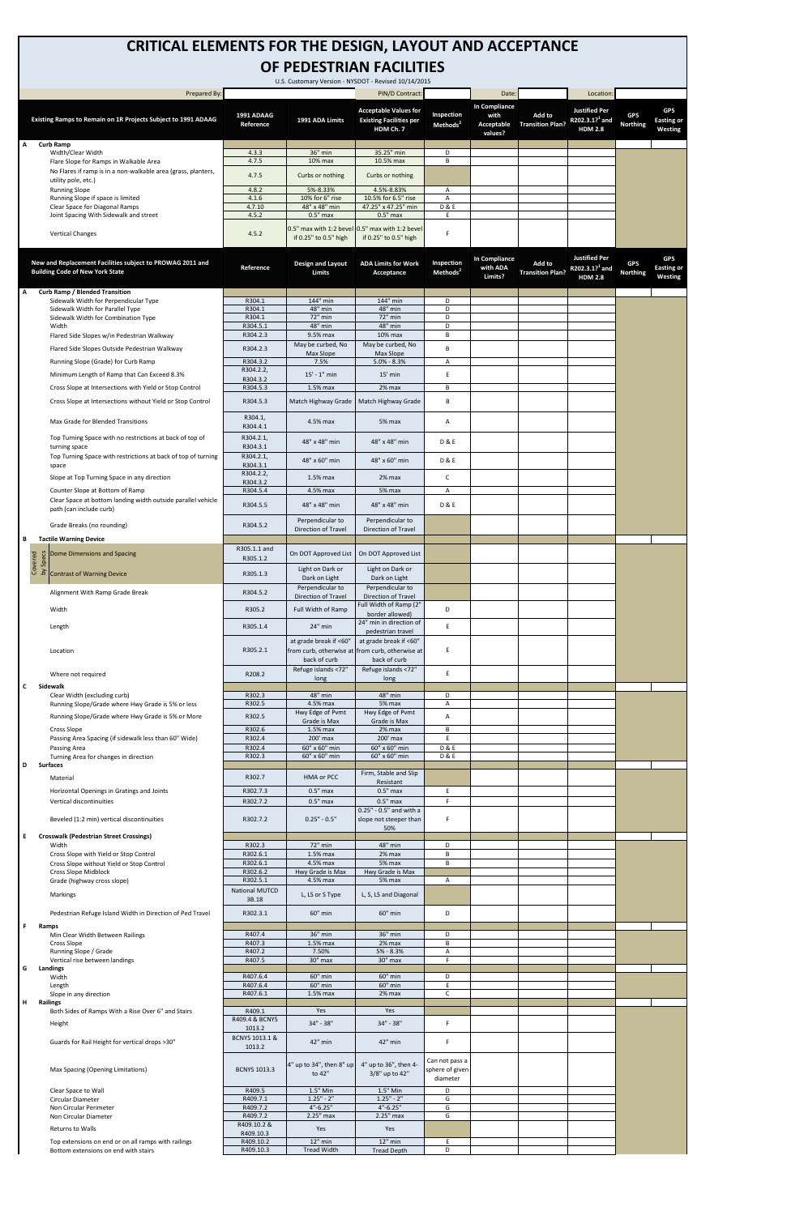# CRITICAL ELEMENTS FOR THE DESIGN, LAYOUT AND ACCEPTANCE OF PEDESTRIAN FACILITIES

U.S. Customary Version - NYSDOT - Revised 10/14/2015

| Prepared By: | | PIN/D Contract: | | Date: | | Location: | |
|---|---|---|---|---|---|---|---|

| | Existing Ramps to Remain on 1R Projects Subject to 1991 ADAAG | 1991 ADAAG Reference | 1991 ADA Limits | Acceptable Values for Existing Facilities per HDM Ch. 7 | Inspection Methods[2] | In Compliance with Acceptable values? | Add to Transition Plan? | Justified Per R202.3.1[3] and HDM 2.8 | GPS Northing | GPS Easting or Westing |
|---|---|---|---|---|---|---|---|---|---|---|
| **A** | **Curb Ramp** | | | | | | | | | |
| | Width/Clear Width | 4.3.3 | 36" min | 35.25" min | D | | | | | |
| | Flare Slope for Ramps in Walkable Area | 4.7.5 | 10% max | 10.5% max | B | | | | | |
| | No Flares if ramp is in a non-walkable area (grass, planters, utility pole, etc.) | 4.7.5 | Curbs or nothing | Curbs or nothing | | | | | | |
| | Running Slope | 4.8.2 | 5%-8.33% | 4.5%-8.83% | A | | | | | |
| | Running Slope if space is limited | 4.1.6 | 10% for 6" rise | 10.5% for 6.5" rise | A | | | | | |
| | Clear Space for Diagonal Ramps | 4.7.10 | 48" x 48" min | 47.25" x 47.25" min | D & E | | | | | |
| | Joint Spacing With Sidewalk and street | 4.5.2 | 0.5" max | 0.5" max | E | | | | | |
| | Vertical Changes | 4.5.2 | 0.5" max with 1:2 bevel if 0.25" to 0.5" high | 0.5" max with 1:2 bevel if 0.25" to 0.5" high | F | | | | | |

| | New and Replacement Facilities subject to PROWAG 2011 and Building Code of New York State | Reference | Design and Layout Limits | ADA Limits for Work Acceptance | Inspection Methods[2] | In Compliance with ADA Limits? | Add to Transition Plan? | Justified Per R202.3.1[3] and HDM 2.8 | GPS Northing | GPS Easting or Westing |
|---|---|---|---|---|---|---|---|---|---|---|
| **A** | **Curb Ramp / Blended Transition** | | | | | | | | | |
| | Sidewalk Width for Perpendicular Type | R304.1 | 144" min | 144" min | D | | | | | |
| | Sidewalk Width for Parallel Type | R304.1 | 48" min | 48" min | D | | | | | |
| | Sidewalk Width for Combination Type | R304.1 | 72" min | 72" min | D | | | | | |
| | Width | R304.5.1 | 48" min | 48" min | D | | | | | |
| | Flared Side Slopes w/in Pedestrian Walkway | R304.2.3 | 9.5% max | 10% max | B | | | | | |
| | Flared Side Slopes Outside Pedestrian Walkway | R304.2.3 | May be curbed, No Max Slope | May be curbed, No Max Slope | B | | | | | |
| | Running Slope (Grade) for Curb Ramp | R304.3.2 | 7.5% | 5.0% - 8.3% | A | | | | | |
| | Minimum Length of Ramp that Can Exceed 8.3% | R304.2.2, R304.3.2 | 15' - 1" min | 15' min | E | | | | | |
| | Cross Slope at Intersections with Yield or Stop Control | R304.5.3 | 1.5% max | 2% max | B | | | | | |
| | Cross Slope at Intersections without Yield or Stop Control | R304.5.3 | Match Highway Grade | Match Highway Grade | B | | | | | |
| | Max Grade for Blended Transitions | R304.1, R304.4.1 | 4.5% max | 5% max | A | | | | | |
| | Top Turning Space with no restrictions at back of top of turning space | R304.2.1, R304.3.1 | 48" x 48" min | 48" x 48" min | D & E | | | | | |
| | Top Turning Space with restrictions at back of top of turning space | R304.2.1, R304.3.1 | 48" x 60" min | 48" x 60" min | D & E | | | | | |
| | Slope at Top Turning Space in any direction | R304.2.2, R304.3.2 | 1.5% max | 2% max | C | | | | | |
| | Counter Slope at Bottom of Ramp | R304.5.4 | 4.5% max | 5% max | A | | | | | |
| | Clear Space at bottom landing width outside parallel vehicle path (can include curb) | R304.5.5 | 48" x 48" min | 48" x 48" min | D & E | | | | | |
| | Grade Breaks (no rounding) | R304.5.2 | Perpendicular to Direction of Travel | Perpendicular to Direction of Travel | | | | | | |
| **B** | **Tactile Warning Device** | | | | | | | | | |
| Covered by Specs | Dome Dimensions and Spacing | R305.1.1 and R305.1.2 | On DOT Approved List | On DOT Approved List | | | | | | |
| Covered by Specs | Contrast of Warning Device | R305.1.3 | Light on Dark or Dark on Light | Light on Dark or Dark on Light | | | | | | |
| | Alignment With Ramp Grade Break | R304.5.2 | Perpendicular to Direction of Travel | Perpendicular to Direction of Travel | | | | | | |
| | Width | R305.2 | Full Width of Ramp | Full Width of Ramp (2" border allowed) | D | | | | | |
| | Length | R305.1.4 | 24" min | 24" min in direction of pedestrian travel | E | | | | | |
| | Location | R305.2.1 | at grade break if <60" from curb, otherwise at back of curb | at grade break if <60" from curb, otherwise at back of curb | E | | | | | |
| | Where not required | R208.2 | Refuge islands <72" long | Refuge islands <72" long | E | | | | | |
| **C** | **Sidewalk** | | | | | | | | | |
| | Clear Width (excluding curb) | R302.3 | 48" min | 48" min | D | | | | | |
| | Running Slope/Grade where Hwy Grade is 5% or less | R302.5 | 4.5% max | 5% max | A | | | | | |
| | Running Slope/Grade where Hwy Grade is 5% or More | R302.5 | Hwy Edge of Pvmt Grade is Max | Hwy Edge of Pvmt Grade is Max | A | | | | | |
| | Cross Slope | R302.6 | 1.5% max | 2% max | B | | | | | |
| | Passing Area Spacing (if sidewalk less than 60" Wide) | R302.4 | 200' max | 200' max | E | | | | | |
| | Passing Area | R302.4 | 60" x 60" min | 60" x 60" min | D & E | | | | | |
| | Turning Area for changes in direction | R302.3 | 60" x 60" min | 60" x 60" min | D & E | | | | | |
| **D** | **Surfaces** | | | | | | | | | |
| | Material | R302.7 | HMA or PCC | Firm, Stable and Slip Resistant | | | | | | |
| | Horizontal Openings in Gratings and Joints | R302.7.3 | 0.5" max | 0.5" max | E | | | | | |
| | Vertical discontinuities | R302.7.2 | 0.5" max | 0.5" max | F | | | | | |
| | Beveled (1:2 min) vertical discontinuities | R302.7.2 | 0.25" - 0.5" | 0.25" - 0.5" and with a slope not steeper than 50% | F | | | | | |
| **E** | **Crosswalk (Pedestrian Street Crossings)** | | | | | | | | | |
| | Width | R302.3 | 72" min | 48" min | D | | | | | |
| | Cross Slope with Yield or Stop Control | R302.6.1 | 1.5% max | 2% max | B | | | | | |
| | Cross Slope without Yield or Stop Control | R302.6.1 | 4.5% max | 5% max | B | | | | | |
| | Cross Slope Midblock | R302.6.2 | Hwy Grade is Max | Hwy Grade is Max | | | | | | |
| | Grade (highway cross slope) | R302.5.1 | 4.5% max | 5% max | A | | | | | |
| | Markings | National MUTCD 3B.18 | L, LS or S Type | L, S, LS and Diagonal | | | | | | |
| | Pedestrian Refuge Island Width in Direction of Ped Travel | R302.3.1 | 60" min | 60" min | D | | | | | |
| **F** | **Ramps** | | | | | | | | | |
| | Min Clear Width Between Railings | R407.4 | 36" min | 36" min | D | | | | | |
| | Cross Slope | R407.3 | 1.5% max | 2% max | B | | | | | |
| | Running Slope / Grade | R407.2 | 7.50% | 5% - 8.3% | A | | | | | |
| | Vertical rise between landings | R407.5 | 30" max | 30" max | F | | | | | |
| **G** | **Landings** | | | | | | | | | |
| | Width | R407.6.4 | 60" min | 60" min | D | | | | | |
| | Length | R407.6.4 | 60" min | 60" min | E | | | | | |
| | Slope in any direction | R407.6.1 | 1.5% max | 2% max | C | | | | | |
| **H** | **Railings** | | | | | | | | | |
| | Both Sides of Ramps With a Rise Over 6" and Stairs | R409.1 | Yes | Yes | | | | | | |
| | Height | R409.4 & BCNYS 1013.2 | 34" - 38" | 34" - 38" | F | | | | | |
| | Guards for Rail Height for vertical drops >30" | BCNYS 1013.1 & 1013.2 | 42" min | 42" min | F | | | | | |
| | Max Spacing (Opening Limitations) | BCNYS 1013.3 | 4" up to 34", then 8" up to 42" | 4" up to 36", then 4-3/8" up to 42" | Can not pass a sphere of given diameter | | | | | |
| | Clear Space to Wall | R409.5 | 1.5" Min | 1.5" Min | D | | | | | |
| | Circular Diameter | R409.7.1 | 1.25" - 2" | 1.25" - 2" | G | | | | | |
| | Non Circular Perimeter | R409.7.2 | 4"-6.25" | 4"-6.25" | G | | | | | |
| | Non Circular Diameter | R409.7.2 | 2.25" max | 2.25" max | G | | | | | |
| | Returns to Walls | R409.10.2 & R409.10.3 | Yes | Yes | | | | | | |
| | Top extensions on end or on all ramps with railings | R409.10.2 | 12" min | 12" min | E | | | | | |
| | Bottom extensions on end with stairs | R409.10.3 | Tread Width | Tread Depth | D | | | | | |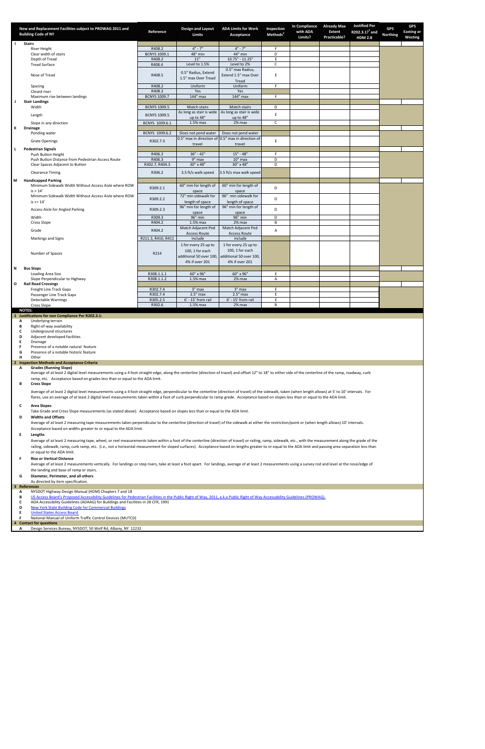| | New and Replacement Facilities subject to PROWAG 2011 and Building Code of NY | Reference | Design and Layout Limits | ADA Limits for Work Acceptance | Inspection Methods[2] | In Compliance with ADA Limits? | Already Max Extent Practicable? | Justified Per R202.3.1[1] and HDM 2.8 | GPS Northing | GPS Easting or Westing |
|---|---|---|---|---|---|---|---|---|---|---|
| I | **Stairs** | | | | | | | | | |
| | Riser Height | R408.2 | 4" - 7" | 4" - 7" | F | | | | | |
| | Clear width of stairs | BCNYS 1009.1 | 48" min | 44" min | D | | | | | |
| | Depth of Tread | R408.2 | 11" | 10.75" - 11.25" | E | | | | | |
| | Tread Surface | R408.4 | Level to 1.5% | Level to 2% | C | | | | | |
| | Nose of Tread | R408.5 | 0.5" Radius, Extend 1.5" max Over Tread | 0.5" max Radius, Extend 1.5" max Over Tread | E | | | | | |
| | Spacing | R408.2 | Uniform | Uniform | F | | | | | |
| | Closed riser | R408.3 | Yes | Yes | | | | | | |
| | Maximum rise between landings | BCNYS 1009.7 | 144" max | 144" max | F | | | | | |
| J | **Stair Landings** | | | | | | | | | |
| | Width | BCNYS 1009.5 | Match stairs | Match stairs | D | | | | | |
| | Length | BCNYS 1009.5 | As long as stair is wide up to 48" | As long as stair is wide up to 48" | E | | | | | |
| | Slope in any direction | BCNYS 1009.6.1 | 1.5% max | 2% max | C | | | | | |
| K | **Drainage** | | | | | | | | | |
| | Ponding water | BCNYS 1009.6.2 | Does not pond water | Does not pond water | | | | | | |
| | Grate Openings | R302.7.3 | 0.5" max in direction of travel | 0.5" max in direction of travel | E | | | | | |
| L | **Pedestrian Signals** | | | | | | | | | |
| | Push Button Height | R406.2 | 36" - 42" | 15" - 48" | F | | | | | |
| | Push Button Distance from Pedestrian Access Route | R406.3 | 9" max | 10" max | D | | | | | |
| | Clear Spaces Adjacent to Button | R302.7, R404.3 | 30" x 48" | 30" x 48" | D | | | | | |
| | Clearance Timing | R306.2 | 3.5 ft/s walk speed | 3.5 ft/s max walk speed | | | | | | |
| M | **Handicapped Parking** | | | | | | | | | |
| | Minimum Sidewalk Width Without Access Aisle where ROW is > 14' | R309.2.1 | 60" min for length of space | 60" min for length of space | D | | | | | |
| | Minimum Sidewalk Width Without Access Aisle where ROW is <= 14' | R309.2.2 | 72" min sidewalk for length of space | 96" min sidewalk for length of space | D | | | | | |
| | Access Aisle for Angled Parking | R309.2.3 | 96" min for length of space | 96" min for length of space | D | | | | | |
| | Width | R309.3 | 96" min | 96" min | D | | | | | |
| | Cross Slope | R404.2 | 1.5% max | 2% max | B | | | | | |
| | Grade | R404.2 | Match Adjacent Ped Access Route | Match Adjacent Ped Access Route | A | | | | | |
| | Markings and Signs | R211.3, R410, R411 | include | include | | | | | | |
| | Number of Spaces | R214 | 1 for every 25 up to 100, 1 for each additional 50 over 100, 4% if over 201 | 1 for every 25 up to 100, 1 for each additional 50 over 100, 4% if over 201 | | | | | | |
| N | **Bus Stops** | | | | | | | | | |
| | Loading Area Size | R308.1.1.1 | 60" x 96" | 60" x 96" | E | | | | | |
| | Slope Perpendicular to Highway | R308.1.1.2 | 1.5% max | 2% max | A | | | | | |
| O | **Rail Road Crossings** | | | | | | | | | |
| | Freight Line Track Gaps | R302.7.4 | 3" max | 3" max | E | | | | | |
| | Passenger Line Track Gaps | R302.7.4 | 2.5" max | 2.5" max | E | | | | | |
| | Detectable Warnings | R305.2.5 | 6' - 15' from rail | 6' - 15' from rail | E | | | | | |
| | Cross Slope | R302.6 | 1.5% max | 2% max | B | | | | | |

**NOTES:**

**1 Justifications for non Compliance Per R202.3.1:**

- A Underlying terrain
- B Right-of-way availability
- C Underground structures
- D Adjacent developed facilities
- E Drainage
- F Presence of a notable natural feature
- G Presence of a notable historic feature
- H Other

**2 Inspection Methods and Acceptance Criteria**

**A Grades (Running Slope)**

Average of at least 2 digital level measurements using a 4 foot straight edge, along the centerline (direction of travel) and offset 12" to 18" to either side of the centerline of the ramp, roadway, curb ramp, etc. Acceptance based on grades less than or equal to the ADA limit.

**B Cross Slope**

Average of at least 2 digital level measurements using a 4 foot straight edge, perpendicular to the centerline (direction of travel) of the sidewalk, taken (when length allows) at 5' to 10' intervals. For flares, use an average of at least 2 digital level measurements taken within a foot of curb perpendicular to ramp grade. Acceptance based on slopes less than or equal to the ADA limit.

**C Area Slopes**

Take Grade and Cross Slope measurements (as stated above). Acceptance based on slopes less than or equal to the ADA limit.

**D Widths and Offsets**

Average of at least 2 measuring tape measurements taken perpendicular to the centerline (direction of travel) of the sidewalk at either the restriction/point or (when length allows) 10' intervals. Acceptance based on widths greater to or equal to the ADA limit.

**E Lengths**

Average of at least 2 measuring tape, wheel, or reel measurements taken within a foot of the centerline (direction of travel) or railing, ramp, sidewalk, etc., with the measurement along the grade of the railing, sidewalk, ramp, curb ramp, etc. (i.e., not a horizontal measurement for sloped surfaces). Acceptance based on lengths greater to or equal to the ADA limit and passing area separation less than or equal to the ADA limit.

**F Rise or Vertical Distance**

Average of at least 2 measurements vertically. For landings or step risers, take at least a foot apart. For landings, average of at least 2 measurements using a survey rod and level at the nose/edge of the landing and base of ramp or stairs.

**G Diameter, Perimeter, and all others**

As directed by item specification.

**3 References**

- A NYSDOT Highway Design Manual (HDM) Chapters 7 and 18
- B US Access Board's Proposed Accessibility Guidelines for Pedestrian Facilities in the Public Right of Way, 2011, a.k.a Public Right of Way Accessability Guidelines (PROWAG).
- C ADA Accessibility Guidelines (ADAAG) for Buildings and Facilities in 28 CFR, 1991
- D New York State Building Code for Commercial Buildings
- E United States Access Board
- F National Manual of Uniform Traffic Control Devices (MUTCD)

**4 Contact for questions**

- A Design Services Bureau, NYSDOT, 50 Wolf Rd, Albany, NY 12232